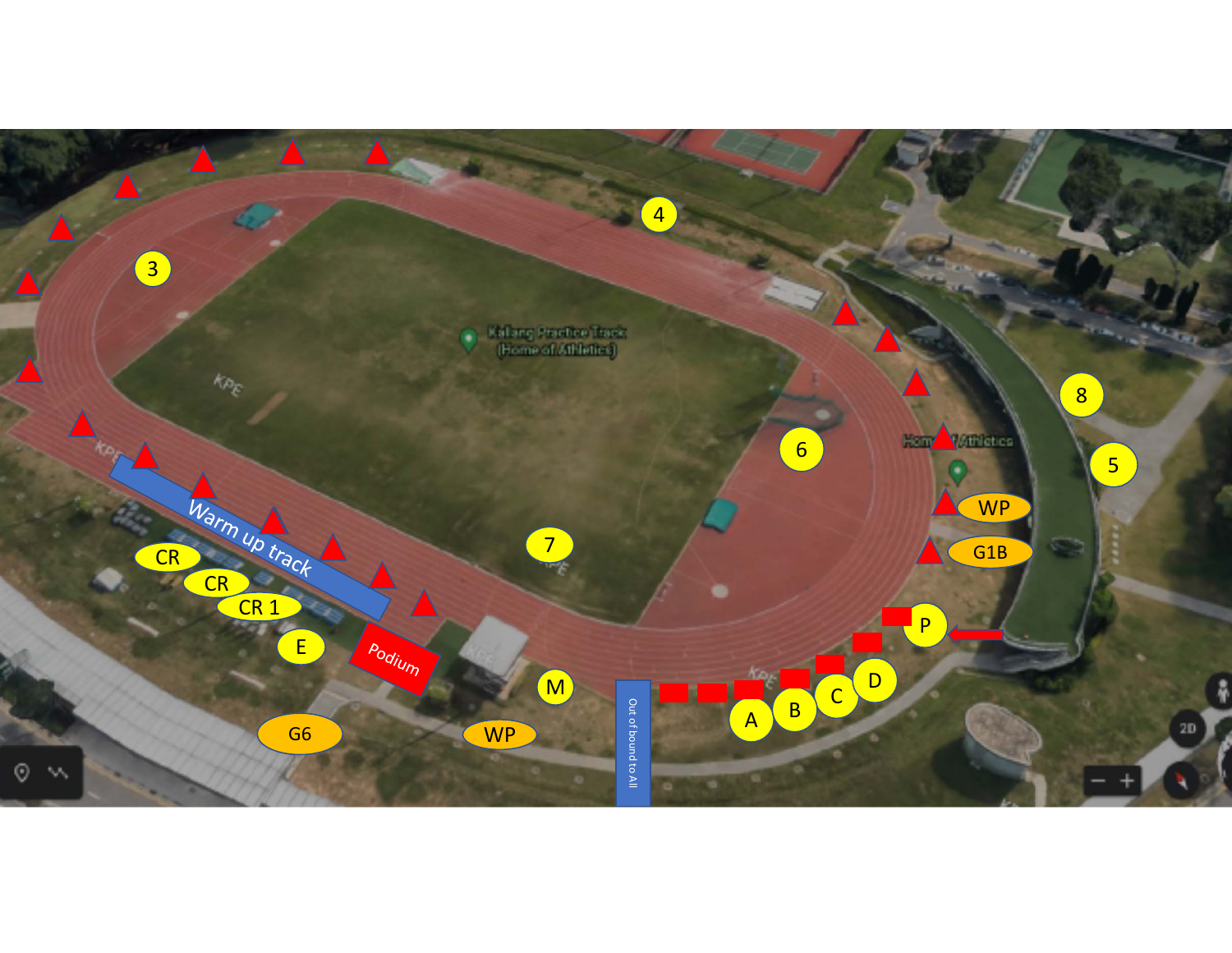4

3

Kallang Practice Track
(Home of Athletics)

8

6

5

WP

G1B

Warm up track

7

CR

CR

CR 1

P

E

Podium

M

D

C

B

A

Out of bound to All

G6

WP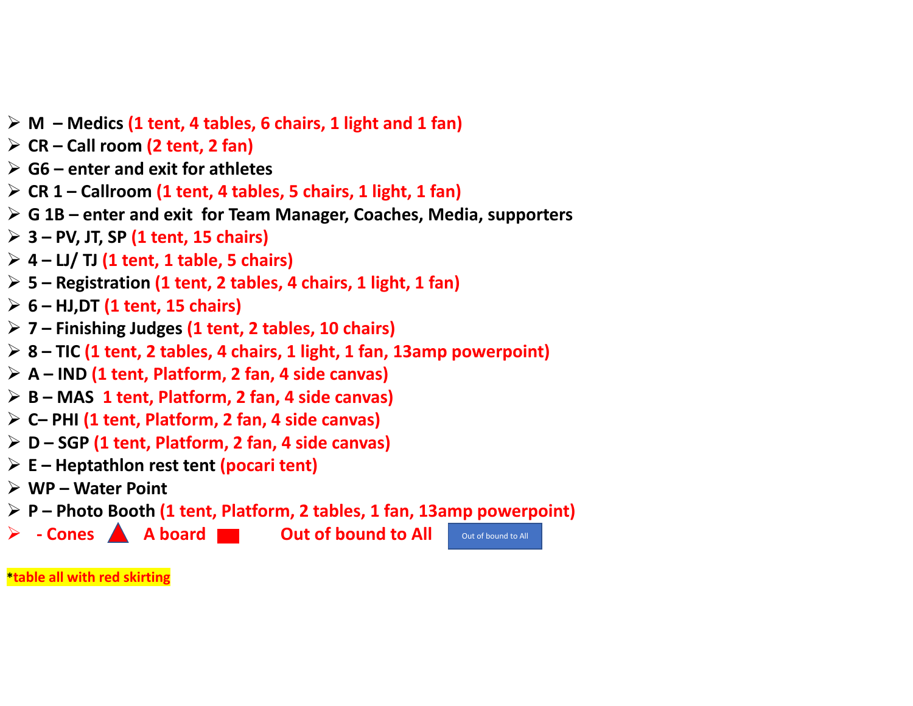- M – Medics (1 tent, 4 tables, 6 chairs, 1 light and 1 fan)
- CR – Call room (2 tent, 2 fan)
- G6 – enter and exit for athletes
- CR 1 – Callroom (1 tent, 4 tables, 5 chairs, 1 light, 1 fan)
- G 1B – enter and exit for Team Manager, Coaches, Media, supporters
- 3 – PV, JT, SP (1 tent, 15 chairs)
- 4 – LJ/ TJ (1 tent, 1 table, 5 chairs)
- 5 – Registration (1 tent, 2 tables, 4 chairs, 1 light, 1 fan)
- 6 – HJ,DT (1 tent, 15 chairs)
- 7 – Finishing Judges (1 tent, 2 tables, 10 chairs)
- 8 – TIC (1 tent, 2 tables, 4 chairs, 1 light, 1 fan, 13amp powerpoint)
- A – IND (1 tent, Platform, 2 fan, 4 side canvas)
- B – MAS 1 tent, Platform, 2 fan, 4 side canvas)
- C– PHI (1 tent, Platform, 2 fan, 4 side canvas)
- D – SGP (1 tent, Platform, 2 fan, 4 side canvas)
- E – Heptathlon rest tent (pocari tent)
- WP – Water Point
- P – Photo Booth (1 tent, Platform, 2 tables, 1 fan, 13amp powerpoint)
- - Cones ▲ A board ■ Out of bound to All [Out of bound to All]

*table all with red skirting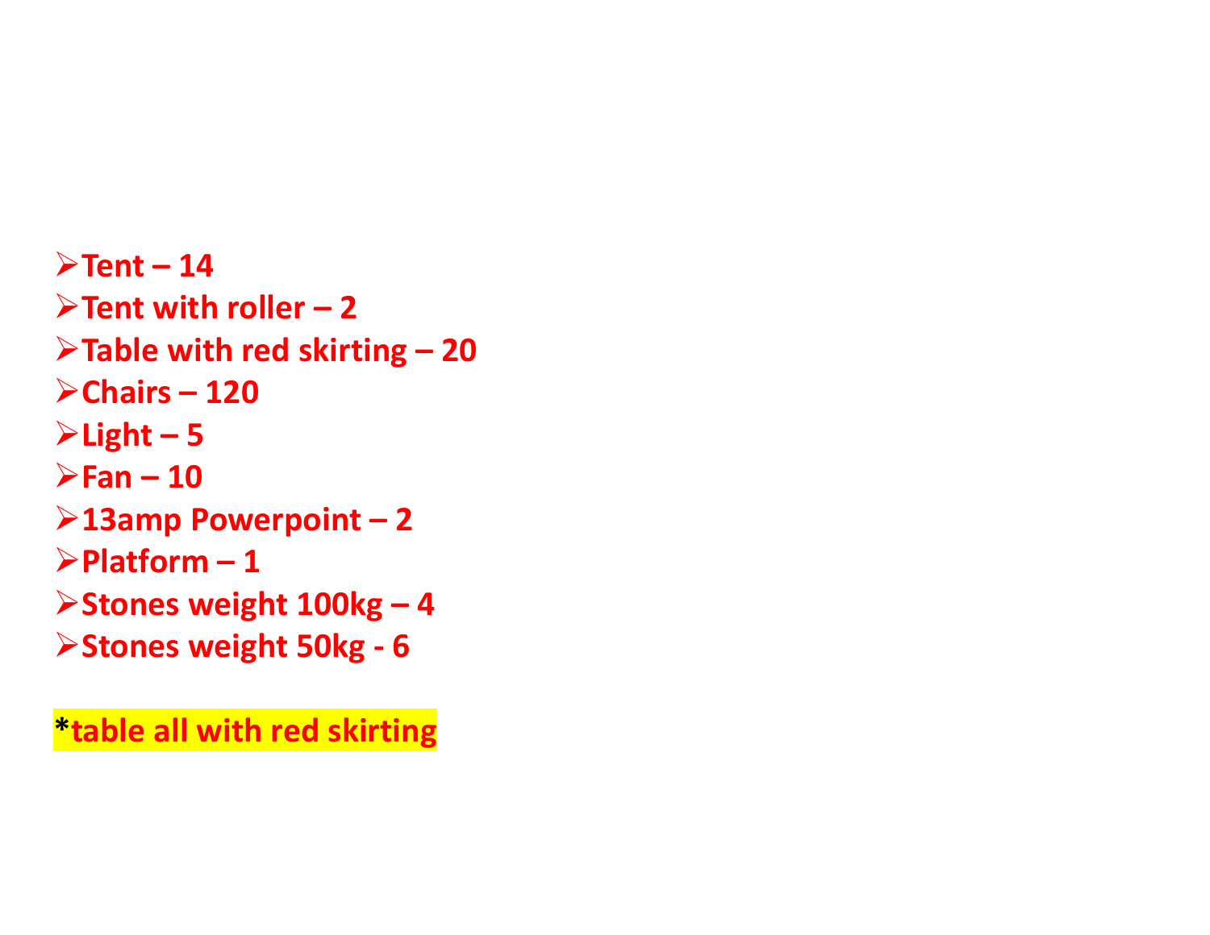- **Tent – 14**
- **Tent with roller – 2**
- **Table with red skirting – 20**
- **Chairs – 120**
- **Light – 5**
- **Fan – 10**
- **13amp Powerpoint – 2**
- **Platform – 1**
- **Stones weight 100kg – 4**
- **Stones weight 50kg - 6**

**\*table all with red skirting**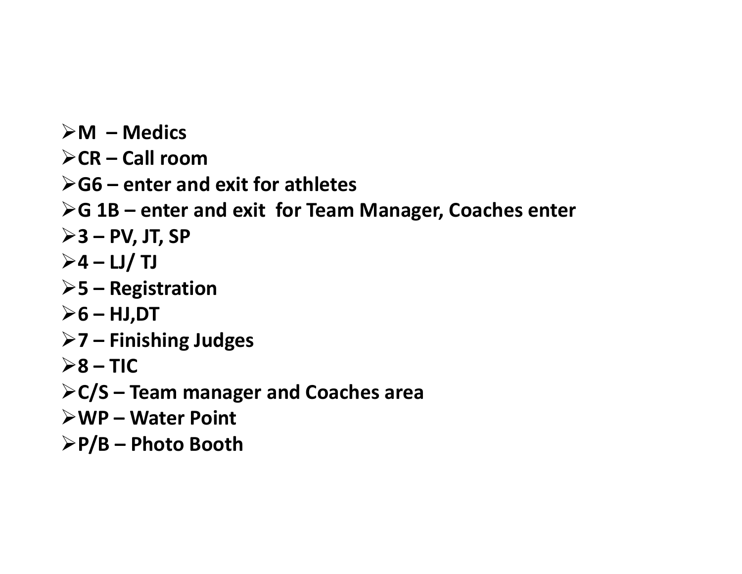- **M – Medics**
- **CR – Call room**
- **G6 – enter and exit for athletes**
- **G 1B – enter and exit for Team Manager, Coaches enter**
- **3 – PV, JT, SP**
- **4 – LJ/ TJ**
- **5 – Registration**
- **6 – HJ,DT**
- **7 – Finishing Judges**
- **8 – TIC**
- **C/S – Team manager and Coaches area**
- **WP – Water Point**
- **P/B – Photo Booth**